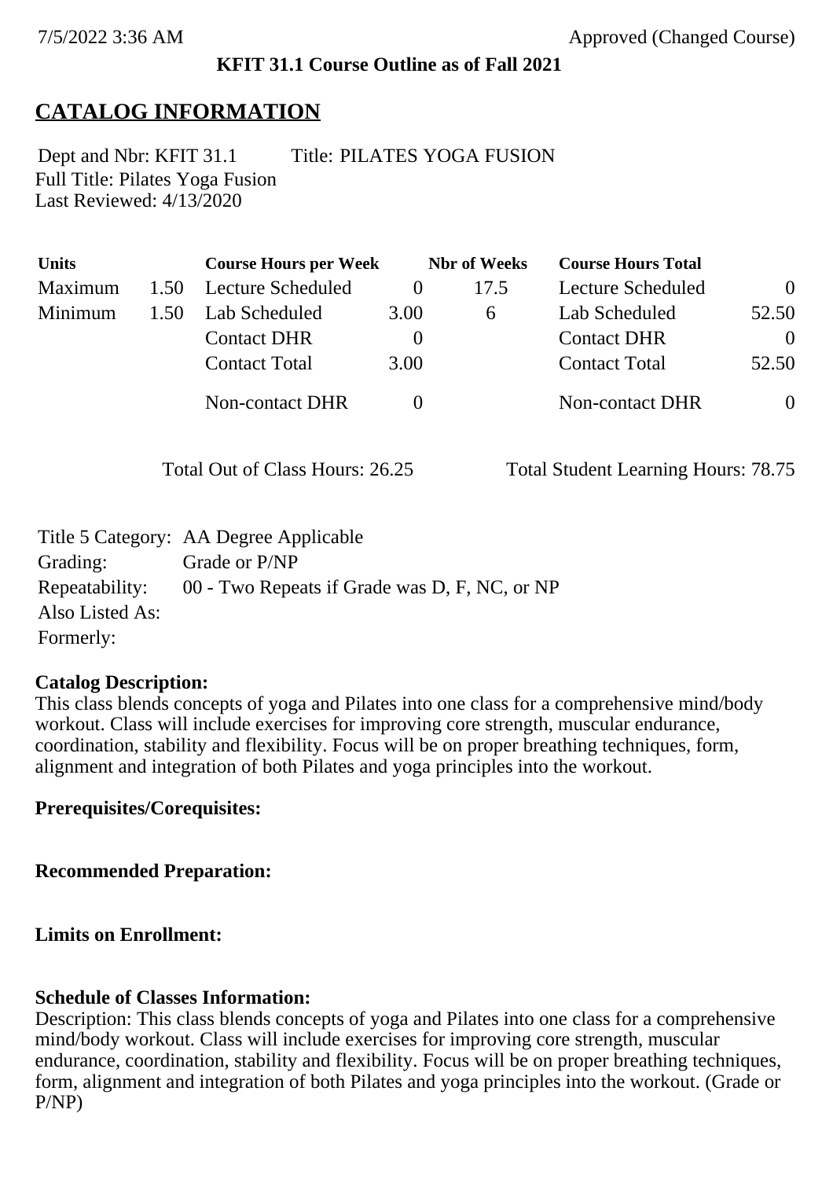7/5/2022 3:36 AM Approved (Changed Course)

**KFIT 31.1 Course Outline as of Fall 2021**

# CATALOG INFORMATION

Dept and Nbr: KFIT 31.1 Title: PILATES YOGA FUSION
Full Title: Pilates Yoga Fusion
Last Reviewed: 4/13/2020

| Units | | Course Hours per Week | | Nbr of Weeks | Course Hours Total | |
|---|---|---|---|---|---|---|
| Maximum | 1.50 | Lecture Scheduled | 0 | 17.5 | Lecture Scheduled | 0 |
| Minimum | 1.50 | Lab Scheduled | 3.00 | 6 | Lab Scheduled | 52.50 |
| | | Contact DHR | 0 | | Contact DHR | 0 |
| | | Contact Total | 3.00 | | Contact Total | 52.50 |
| | | Non-contact DHR | 0 | | Non-contact DHR | 0 |

Total Out of Class Hours: 26.25 Total Student Learning Hours: 78.75

Title 5 Category: AA Degree Applicable
Grading: Grade or P/NP
Repeatability: 00 - Two Repeats if Grade was D, F, NC, or NP
Also Listed As:
Formerly:

**Catalog Description:**
This class blends concepts of yoga and Pilates into one class for a comprehensive mind/body workout. Class will include exercises for improving core strength, muscular endurance, coordination, stability and flexibility. Focus will be on proper breathing techniques, form, alignment and integration of both Pilates and yoga principles into the workout.

**Prerequisites/Corequisites:**

**Recommended Preparation:**

**Limits on Enrollment:**

**Schedule of Classes Information:**
Description: This class blends concepts of yoga and Pilates into one class for a comprehensive mind/body workout. Class will include exercises for improving core strength, muscular endurance, coordination, stability and flexibility. Focus will be on proper breathing techniques, form, alignment and integration of both Pilates and yoga principles into the workout. (Grade or P/NP)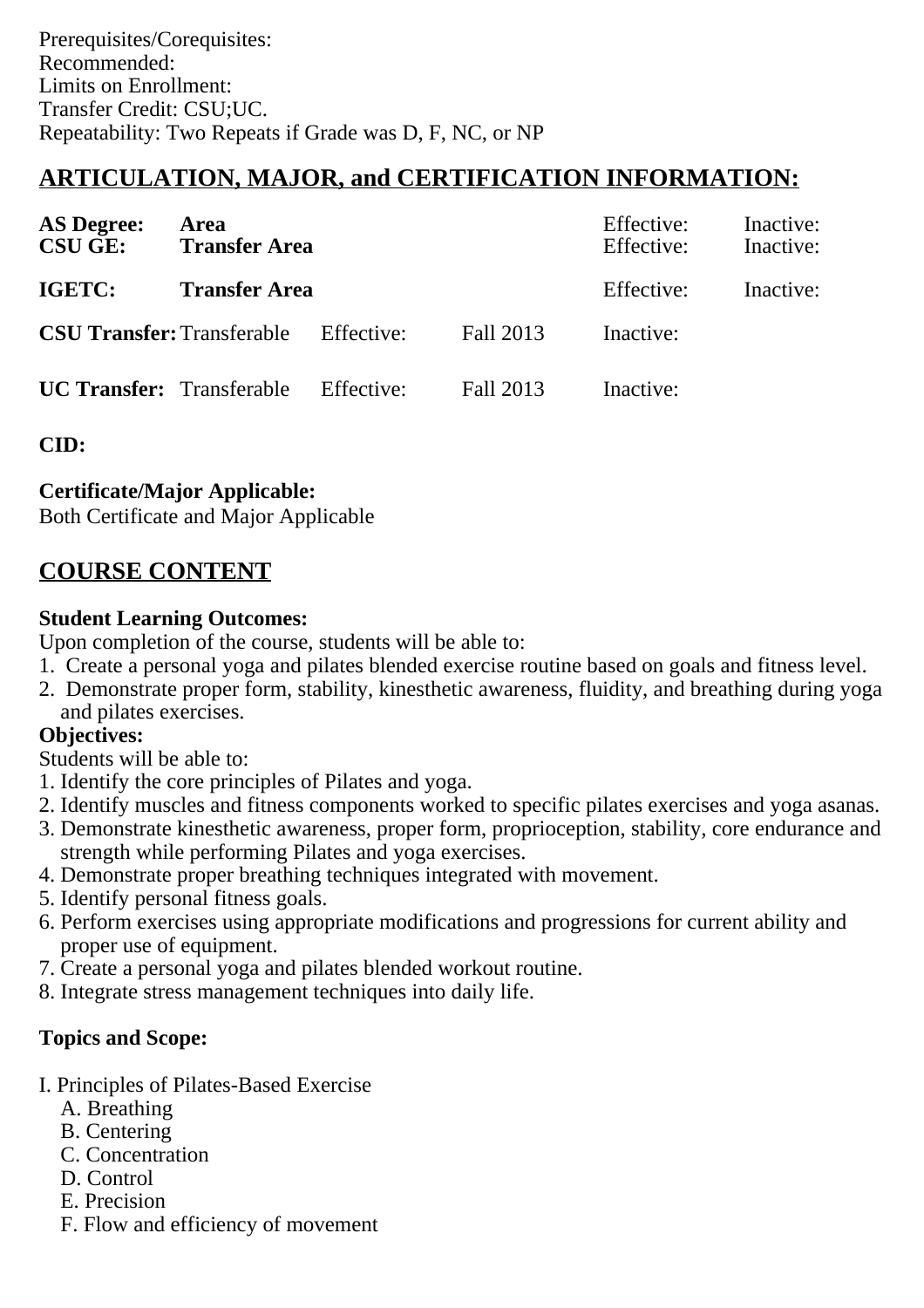Prerequisites/Corequisites:
Recommended:
Limits on Enrollment:
Transfer Credit: CSU;UC.
Repeatability: Two Repeats if Grade was D, F, NC, or NP

## ARTICULATION, MAJOR, and CERTIFICATION INFORMATION:

| | | | | | |
|---|---|---|---|---|---|
| **AS Degree:** | **Area** | | | Effective: | Inactive: |
| **CSU GE:** | **Transfer Area** | | | Effective: | Inactive: |
| **IGETC:** | **Transfer Area** | | | Effective: | Inactive: |
| **CSU Transfer:** | Transferable | Effective: | Fall 2013 | Inactive: | |
| **UC Transfer:** | Transferable | Effective: | Fall 2013 | Inactive: | |

**CID:**

**Certificate/Major Applicable:**
Both Certificate and Major Applicable

## COURSE CONTENT

**Student Learning Outcomes:**
Upon completion of the course, students will be able to:
1. Create a personal yoga and pilates blended exercise routine based on goals and fitness level.
2. Demonstrate proper form, stability, kinesthetic awareness, fluidity, and breathing during yoga and pilates exercises.

**Objectives:**
Students will be able to:
1. Identify the core principles of Pilates and yoga.
2. Identify muscles and fitness components worked to specific pilates exercises and yoga asanas.
3. Demonstrate kinesthetic awareness, proper form, proprioception, stability, core endurance and strength while performing Pilates and yoga exercises.
4. Demonstrate proper breathing techniques integrated with movement.
5. Identify personal fitness goals.
6. Perform exercises using appropriate modifications and progressions for current ability and proper use of equipment.
7. Create a personal yoga and pilates blended workout routine.
8. Integrate stress management techniques into daily life.

**Topics and Scope:**

I. Principles of Pilates-Based Exercise
  A. Breathing
  B. Centering
  C. Concentration
  D. Control
  E. Precision
  F. Flow and efficiency of movement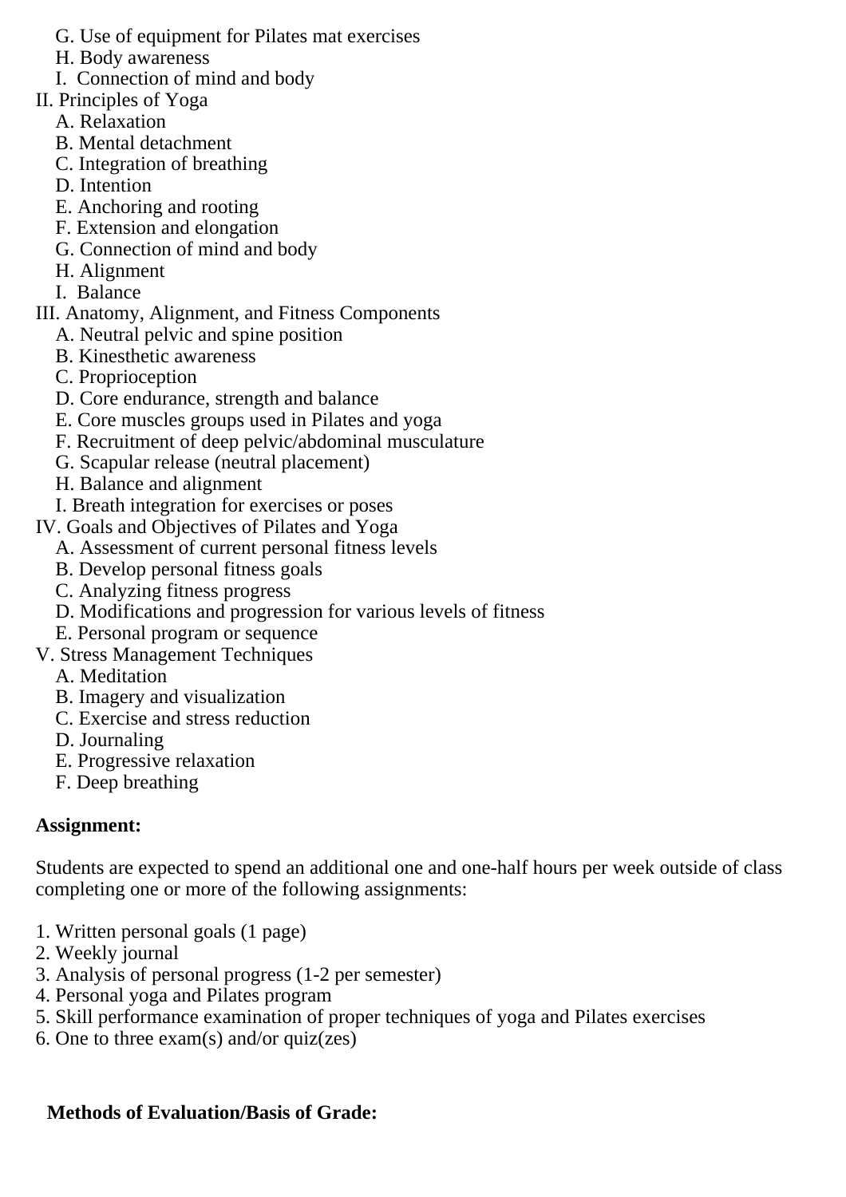G. Use of equipment for Pilates mat exercises
H. Body awareness
I. Connection of mind and body

II. Principles of Yoga
A. Relaxation
B. Mental detachment
C. Integration of breathing
D. Intention
E. Anchoring and rooting
F. Extension and elongation
G. Connection of mind and body
H. Alignment
I. Balance

III. Anatomy, Alignment, and Fitness Components
A. Neutral pelvic and spine position
B. Kinesthetic awareness
C. Proprioception
D. Core endurance, strength and balance
E. Core muscles groups used in Pilates and yoga
F. Recruitment of deep pelvic/abdominal musculature
G. Scapular release (neutral placement)
H. Balance and alignment
I. Breath integration for exercises or poses

IV. Goals and Objectives of Pilates and Yoga
A. Assessment of current personal fitness levels
B. Develop personal fitness goals
C. Analyzing fitness progress
D. Modifications and progression for various levels of fitness
E. Personal program or sequence

V. Stress Management Techniques
A. Meditation
B. Imagery and visualization
C. Exercise and stress reduction
D. Journaling
E. Progressive relaxation
F. Deep breathing

**Assignment:**

Students are expected to spend an additional one and one-half hours per week outside of class completing one or more of the following assignments:

1. Written personal goals (1 page)
2. Weekly journal
3. Analysis of personal progress (1-2 per semester)
4. Personal yoga and Pilates program
5. Skill performance examination of proper techniques of yoga and Pilates exercises
6. One to three exam(s) and/or quiz(zes)

**Methods of Evaluation/Basis of Grade:**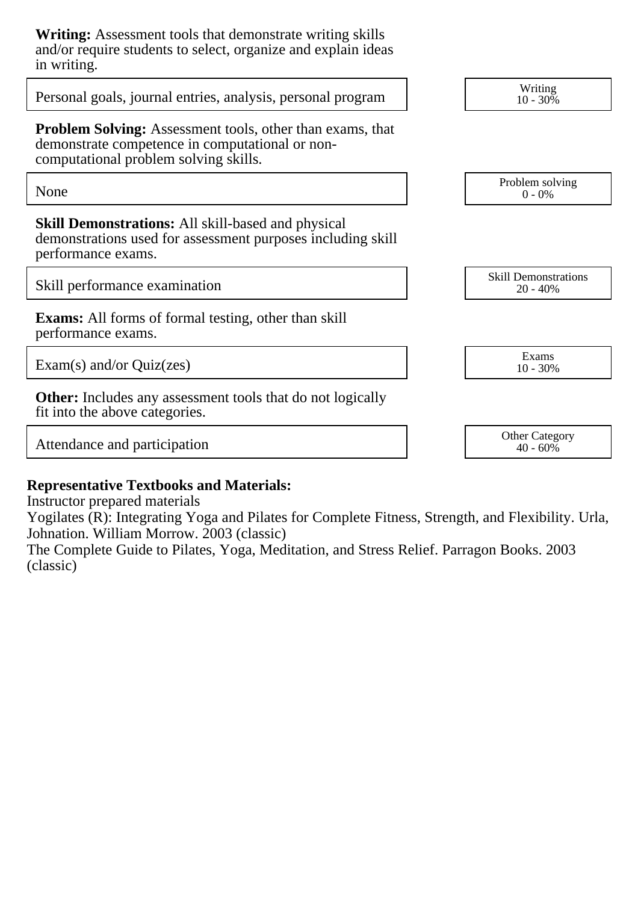**Writing:** Assessment tools that demonstrate writing skills and/or require students to select, organize and explain ideas in writing.

| | |
|---|---|
| Personal goals, journal entries, analysis, personal program | Writing<br>10 - 30% |

**Problem Solving:** Assessment tools, other than exams, that demonstrate competence in computational or non-computational problem solving skills.

| | |
|---|---|
| None | Problem solving<br>0 - 0% |

**Skill Demonstrations:** All skill-based and physical demonstrations used for assessment purposes including skill performance exams.

| | |
|---|---|
| Skill performance examination | Skill Demonstrations<br>20 - 40% |

**Exams:** All forms of formal testing, other than skill performance exams.

| | |
|---|---|
| Exam(s) and/or Quiz(zes) | Exams<br>10 - 30% |

**Other:** Includes any assessment tools that do not logically fit into the above categories.

| | |
|---|---|
| Attendance and participation | Other Category<br>40 - 60% |

**Representative Textbooks and Materials:**
Instructor prepared materials
Yogilates (R): Integrating Yoga and Pilates for Complete Fitness, Strength, and Flexibility. Urla, Johnation. William Morrow. 2003 (classic)
The Complete Guide to Pilates, Yoga, Meditation, and Stress Relief. Parragon Books. 2003 (classic)